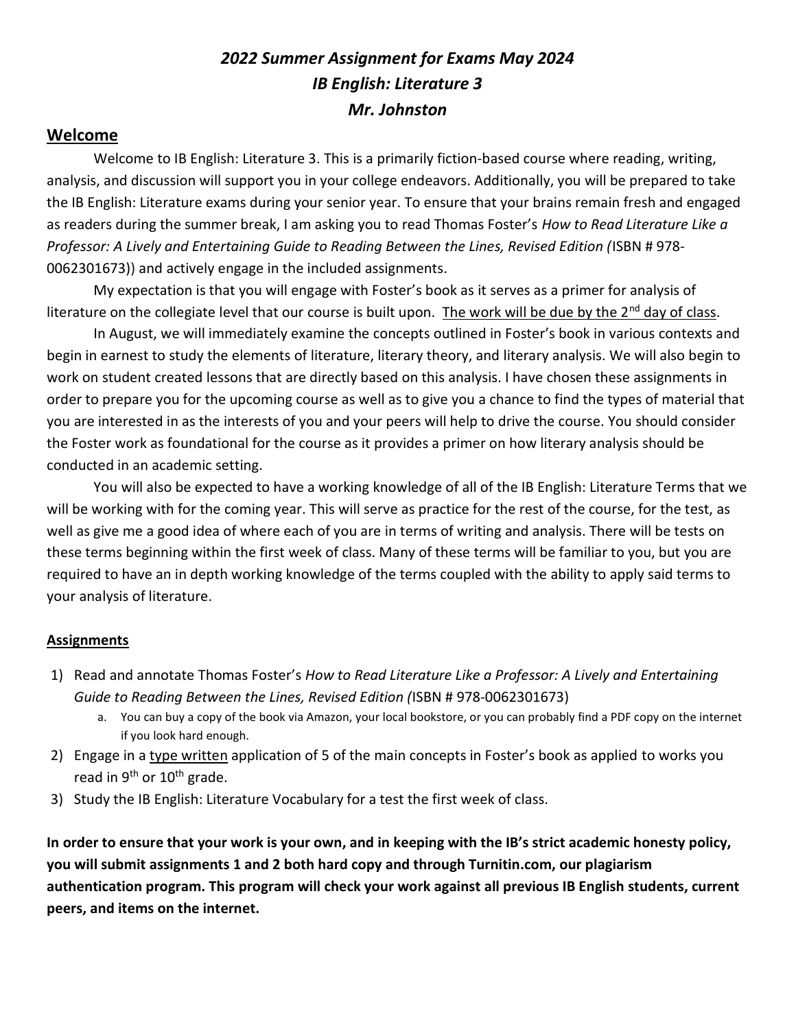# *2022 Summer Assignment for Exams May 2024*
# *IB English: Literature 3*
# *Mr. Johnston*

## Welcome

Welcome to IB English: Literature 3. This is a primarily fiction-based course where reading, writing, analysis, and discussion will support you in your college endeavors. Additionally, you will be prepared to take the IB English: Literature exams during your senior year. To ensure that your brains remain fresh and engaged as readers during the summer break, I am asking you to read Thomas Foster's *How to Read Literature Like a Professor: A Lively and Entertaining Guide to Reading Between the Lines, Revised Edition (*ISBN # 978-0062301673)) and actively engage in the included assignments.

My expectation is that you will engage with Foster's book as it serves as a primer for analysis of literature on the collegiate level that our course is built upon. <u>The work will be due by the 2nd day of class</u>.

In August, we will immediately examine the concepts outlined in Foster's book in various contexts and begin in earnest to study the elements of literature, literary theory, and literary analysis. We will also begin to work on student created lessons that are directly based on this analysis. I have chosen these assignments in order to prepare you for the upcoming course as well as to give you a chance to find the types of material that you are interested in as the interests of you and your peers will help to drive the course. You should consider the Foster work as foundational for the course as it provides a primer on how literary analysis should be conducted in an academic setting.

You will also be expected to have a working knowledge of all of the IB English: Literature Terms that we will be working with for the coming year. This will serve as practice for the rest of the course, for the test, as well as give me a good idea of where each of you are in terms of writing and analysis. There will be tests on these terms beginning within the first week of class. Many of these terms will be familiar to you, but you are required to have an in depth working knowledge of the terms coupled with the ability to apply said terms to your analysis of literature.

### Assignments

1) Read and annotate Thomas Foster's *How to Read Literature Like a Professor: A Lively and Entertaining Guide to Reading Between the Lines, Revised Edition (*ISBN # 978-0062301673)
    a. You can buy a copy of the book via Amazon, your local bookstore, or you can probably find a PDF copy on the internet if you look hard enough.
2) Engage in a <u>type written</u> application of 5 of the main concepts in Foster's book as applied to works you read in 9th or 10th grade.
3) Study the IB English: Literature Vocabulary for a test the first week of class.

**In order to ensure that your work is your own, and in keeping with the IB's strict academic honesty policy, you will submit assignments 1 and 2 both hard copy and through Turnitin.com, our plagiarism authentication program. This program will check your work against all previous IB English students, current peers, and items on the internet.**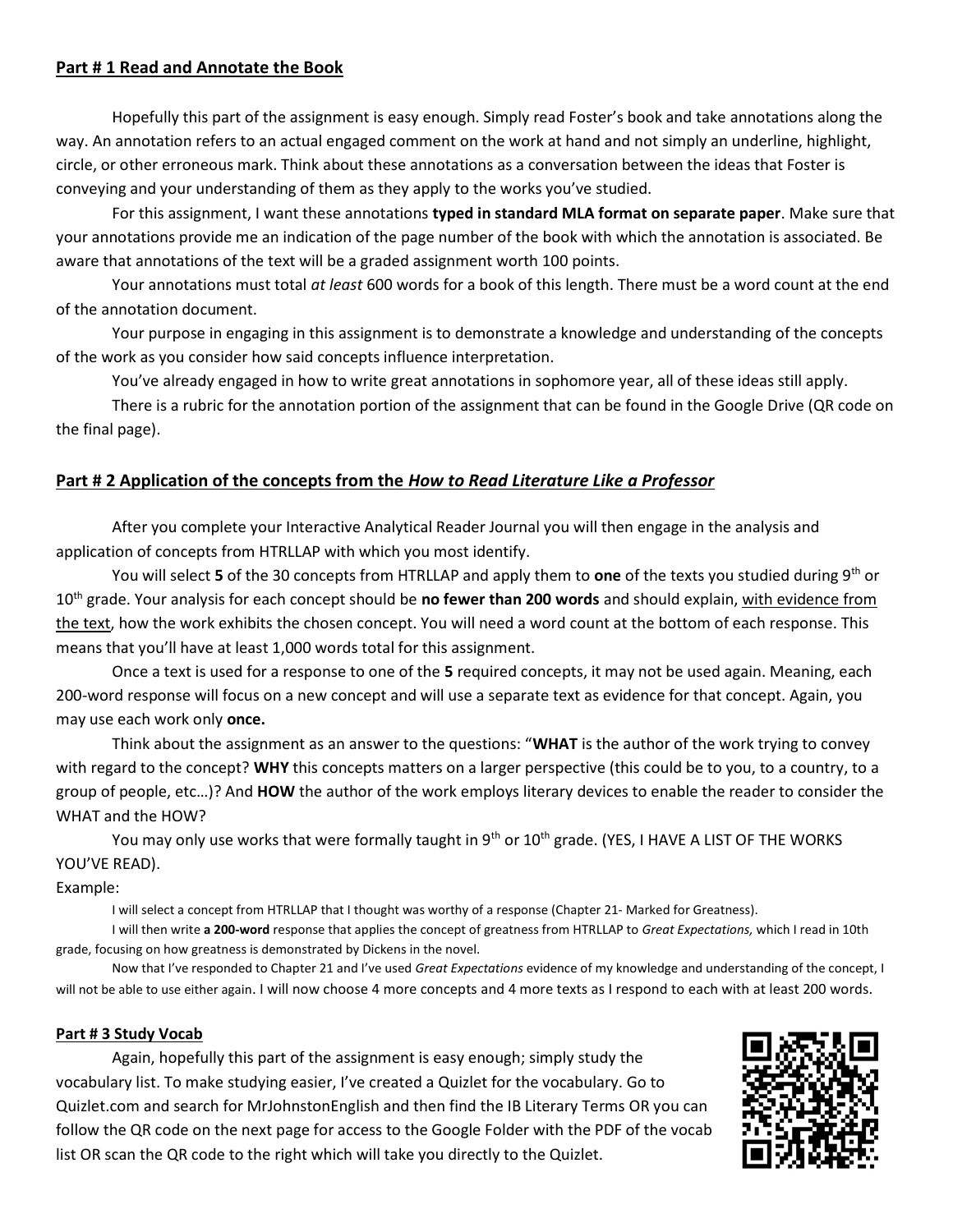## Part # 1 Read and Annotate the Book

Hopefully this part of the assignment is easy enough. Simply read Foster's book and take annotations along the way. An annotation refers to an actual engaged comment on the work at hand and not simply an underline, highlight, circle, or other erroneous mark. Think about these annotations as a conversation between the ideas that Foster is conveying and your understanding of them as they apply to the works you've studied.

For this assignment, I want these annotations **typed in standard MLA format on separate paper**. Make sure that your annotations provide me an indication of the page number of the book with which the annotation is associated. Be aware that annotations of the text will be a graded assignment worth 100 points.

Your annotations must total *at least* 600 words for a book of this length. There must be a word count at the end of the annotation document.

Your purpose in engaging in this assignment is to demonstrate a knowledge and understanding of the concepts of the work as you consider how said concepts influence interpretation.

You've already engaged in how to write great annotations in sophomore year, all of these ideas still apply.

There is a rubric for the annotation portion of the assignment that can be found in the Google Drive (QR code on the final page).

## Part # 2 Application of the concepts from the *How to Read Literature Like a Professor*

After you complete your Interactive Analytical Reader Journal you will then engage in the analysis and application of concepts from HTRLLAP with which you most identify.

You will select **5** of the 30 concepts from HTRLLAP and apply them to **one** of the texts you studied during 9th or 10th grade. Your analysis for each concept should be **no fewer than 200 words** and should explain, <u>with evidence from the text</u>, how the work exhibits the chosen concept. You will need a word count at the bottom of each response. This means that you'll have at least 1,000 words total for this assignment.

Once a text is used for a response to one of the **5** required concepts, it may not be used again. Meaning, each 200-word response will focus on a new concept and will use a separate text as evidence for that concept. Again, you may use each work only **once.**

Think about the assignment as an answer to the questions: "**WHAT** is the author of the work trying to convey with regard to the concept? **WHY** this concepts matters on a larger perspective (this could be to you, to a country, to a group of people, etc…)? And **HOW** the author of the work employs literary devices to enable the reader to consider the WHAT and the HOW?

You may only use works that were formally taught in 9th or 10th grade. (YES, I HAVE A LIST OF THE WORKS YOU'VE READ).

Example:

I will select a concept from HTRLLAP that I thought was worthy of a response (Chapter 21- Marked for Greatness).

I will then write **a 200-word** response that applies the concept of greatness from HTRLLAP to *Great Expectations,* which I read in 10th grade, focusing on how greatness is demonstrated by Dickens in the novel.

Now that I've responded to Chapter 21 and I've used *Great Expectations* evidence of my knowledge and understanding of the concept, I will not be able to use either again. I will now choose 4 more concepts and 4 more texts as I respond to each with at least 200 words.

### Part # 3 Study Vocab

Again, hopefully this part of the assignment is easy enough; simply study the vocabulary list. To make studying easier, I've created a Quizlet for the vocabulary. Go to Quizlet.com and search for MrJohnstonEnglish and then find the IB Literary Terms OR you can follow the QR code on the next page for access to the Google Folder with the PDF of the vocab list OR scan the QR code to the right which will take you directly to the Quizlet.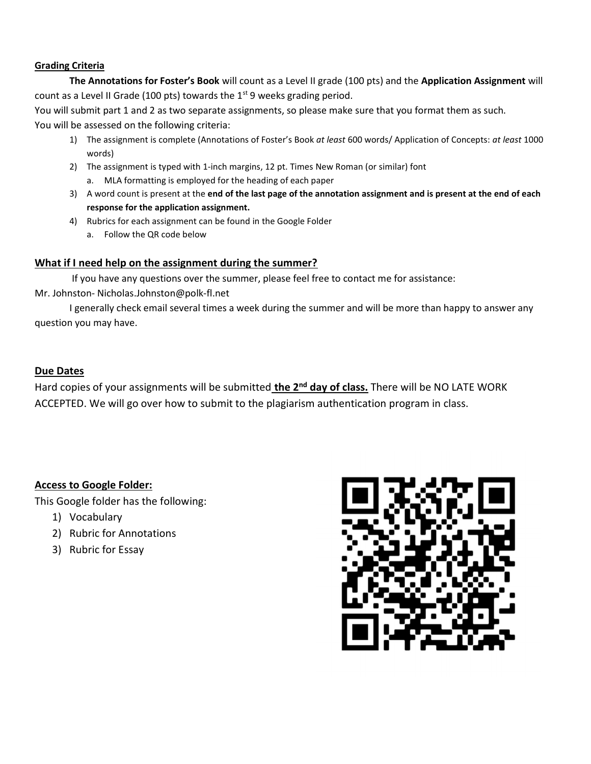**Grading Criteria**

**The Annotations for Foster's Book** will count as a Level II grade (100 pts) and the **Application Assignment** will count as a Level II Grade (100 pts) towards the 1st 9 weeks grading period.

You will submit part 1 and 2 as two separate assignments, so please make sure that you format them as such.

You will be assessed on the following criteria:

1) The assignment is complete (Annotations of Foster's Book *at least* 600 words/ Application of Concepts: *at least* 1000 words)
2) The assignment is typed with 1-inch margins, 12 pt. Times New Roman (or similar) font
   a. MLA formatting is employed for the heading of each paper
3) A word count is present at the **end of the last page of the annotation assignment and is present at the end of each response for the application assignment.**
4) Rubrics for each assignment can be found in the Google Folder
   a. Follow the QR code below

## What if I need help on the assignment during the summer?

If you have any questions over the summer, please feel free to contact me for assistance:

Mr. Johnston- Nicholas.Johnston@polk-fl.net

I generally check email several times a week during the summer and will be more than happy to answer any question you may have.

## Due Dates

Hard copies of your assignments will be submitted **the 2nd day of class.** There will be NO LATE WORK ACCEPTED. We will go over how to submit to the plagiarism authentication program in class.

## Access to Google Folder:

This Google folder has the following:

1) Vocabulary
2) Rubric for Annotations
3) Rubric for Essay